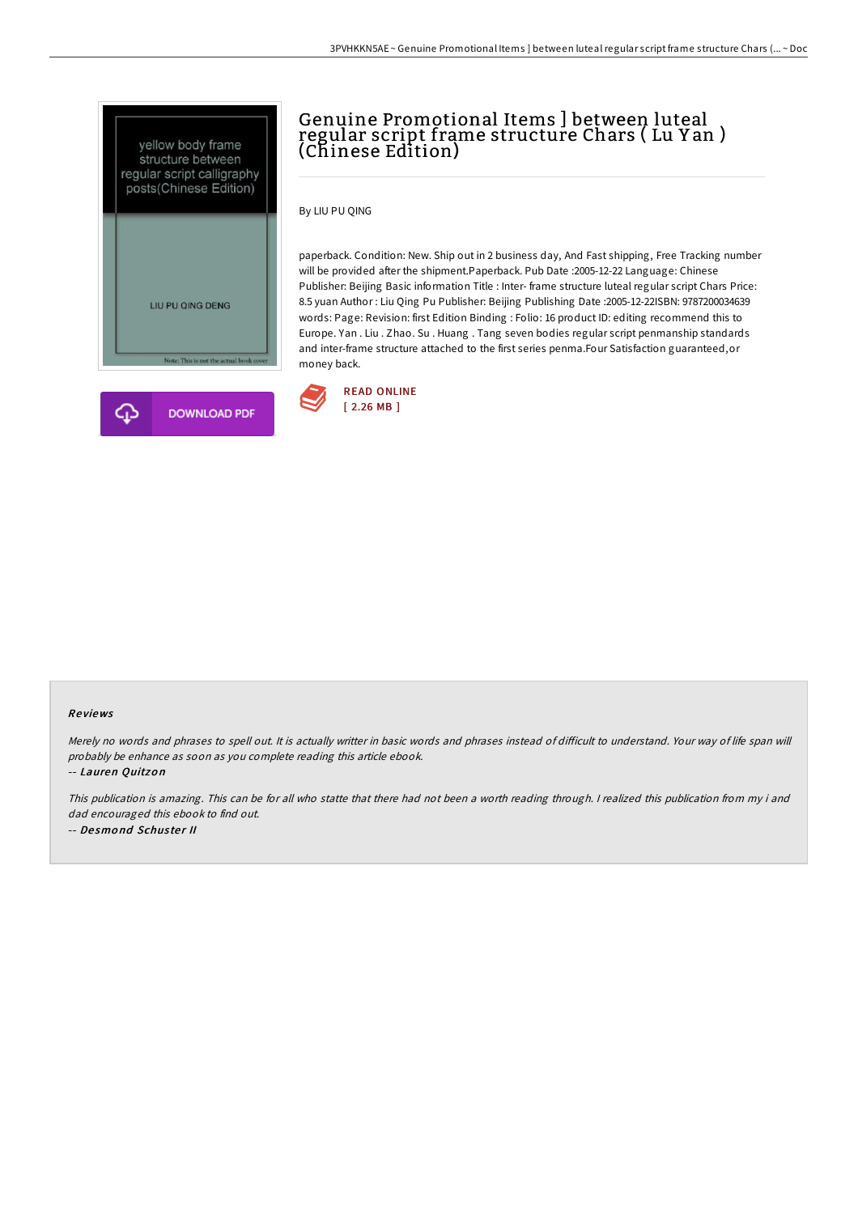# Genuine Promotional Items ] between luteal regular script frame structure Chars ( Lu Yan ) (Chinese Edition)

By LIU PU QING

paperback. Condition: New. Ship out in 2 business day, And Fast shipping, Free Tracking number will be provided after the shipment.Paperback. Pub Date :2005-12-22 Language: Chinese Publisher: Beijing Basic information Title : Inter- frame structure luteal regular script Chars Price: 8.5 yuan Author : Liu Qing Pu Publisher: Beijing Publishing Date :2005-12-22ISBN: 9787200034639 words: Page: Revision: first Edition Binding : Folio: 16 product ID: editing recommend this to Europe. Yan . Liu . Zhao. Su . Huang . Tang seven bodies regular script penmanship standards and inter-frame structure attached to the first series penma.Four Satisfaction guaranteed,or money back.

READ ONLINE
[ 2.26 MB ]

DOWNLOAD PDF

## Reviews

*Merely no words and phrases to spell out. It is actually writter in basic words and phrases instead of difficult to understand. Your way of life span will probably be enhance as soon as you complete reading this article ebook.*

-- ***Lauren Quitzon***

*This publication is amazing. This can be for all who statte that there had not been a worth reading through. I realized this publication from my i and dad encouraged this ebook to find out.*

-- ***Desmond Schuster II***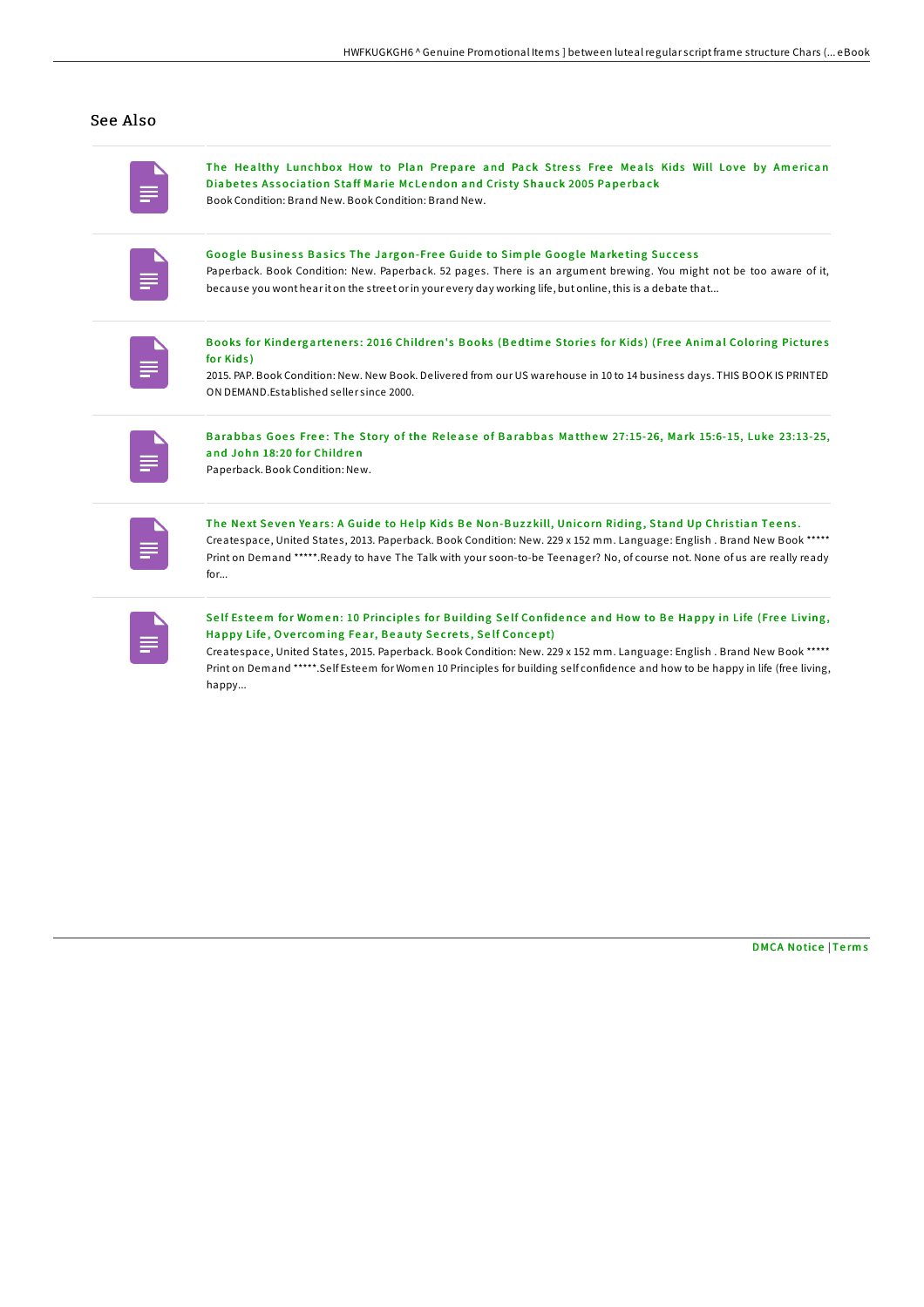## See Also

**The Healthy Lunchbox How to Plan Prepare and Pack Stress Free Meals Kids Will Love by American Diabetes Association Staff Marie McLendon and Cristy Shauck 2005 Paperback**

Book Condition: Brand New. Book Condition: Brand New.

**Google Business Basics The Jargon-Free Guide to Simple Google Marketing Success**

Paperback. Book Condition: New. Paperback. 52 pages. There is an argument brewing. You might not be too aware of it, because you wont hear it on the street or in your every day working life, but online, this is a debate that...

**Books for Kindergarteners: 2016 Children's Books (Bedtime Stories for Kids) (Free Animal Coloring Pictures for Kids)**

2015. PAP. Book Condition: New. New Book. Delivered from our US warehouse in 10 to 14 business days. THIS BOOK IS PRINTED ON DEMAND.Established seller since 2000.

**Barabbas Goes Free: The Story of the Release of Barabbas Matthew 27:15-26, Mark 15:6-15, Luke 23:13-25, and John 18:20 for Children**

Paperback. Book Condition: New.

**The Next Seven Years: A Guide to Help Kids Be Non-Buzzkill, Unicorn Riding, Stand Up Christian Teens.**

Createspace, United States, 2013. Paperback. Book Condition: New. 229 x 152 mm. Language: English . Brand New Book ***** Print on Demand *****.Ready to have The Talk with your soon-to-be Teenager? No, of course not. None of us are really ready for...

**Self Esteem for Women: 10 Principles for Building Self Confidence and How to Be Happy in Life (Free Living, Happy Life, Overcoming Fear, Beauty Secrets, Self Concept)**

Createspace, United States, 2015. Paperback. Book Condition: New. 229 x 152 mm. Language: English . Brand New Book ***** Print on Demand *****.Self Esteem for Women 10 Principles for building self confidence and how to be happy in life (free living, happy...

DMCA Notice | Terms